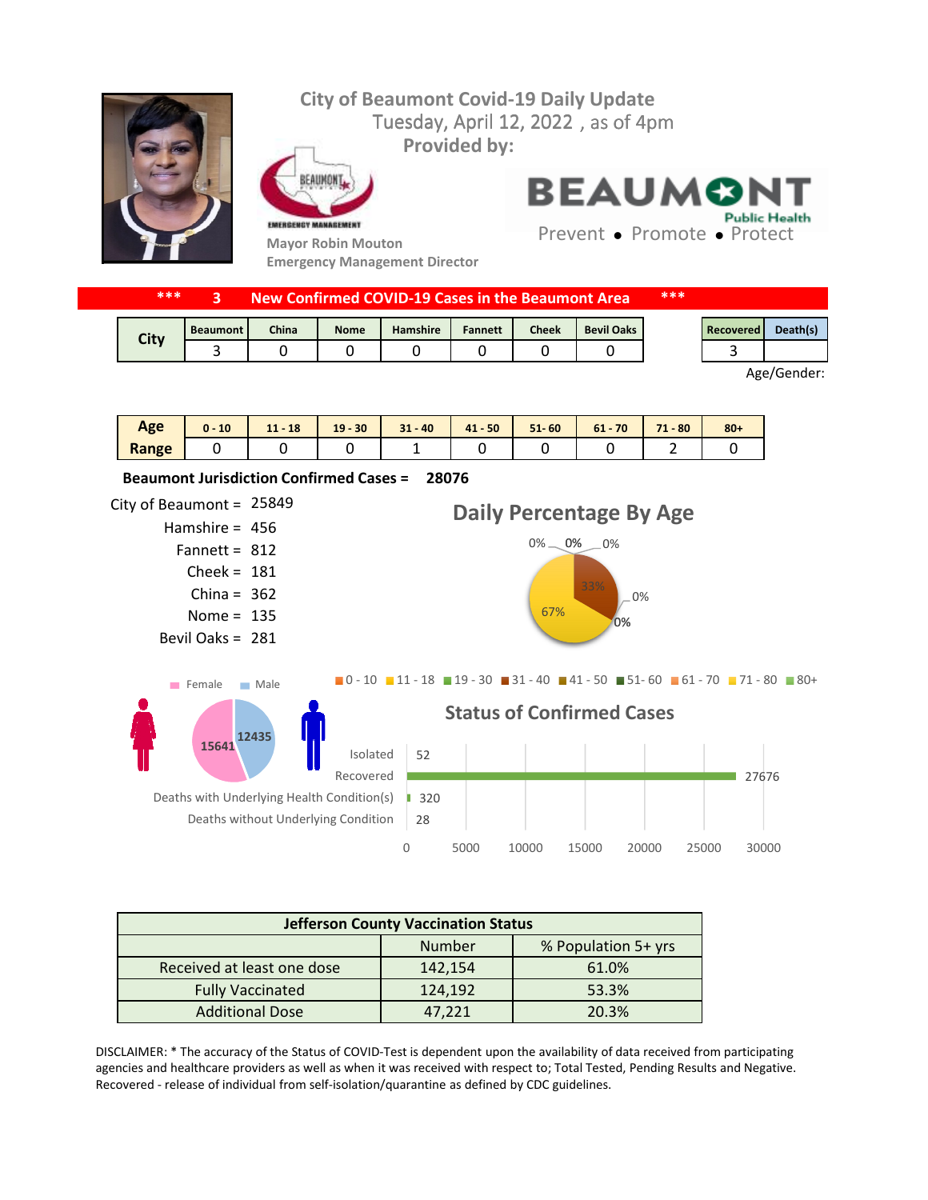# City of Beaumont Covid-19 Daily Update

Tuesday, April 12, 2022 , as of 4pm

Provided by:

Mayor Robin Mouton
Emergency Management Director

BEAUMONT Public Health
Prevent • Promote • Protect

## *** 3 New Confirmed COVID-19 Cases in the Beaumont Area ***

| City | Beaumont | China | Nome | Hamshire | Fannett | Cheek | Bevil Oaks |
|---|---|---|---|---|---|---|---|
| | 3 | 0 | 0 | 0 | 0 | 0 | 0 |

| Recovered | Death(s) |
|---|---|
| 3 | |

Age/Gender:

| Age Range | 0 - 10 | 11 - 18 | 19 - 30 | 31 - 40 | 41 - 50 | 51- 60 | 61 - 70 | 71 - 80 | 80+ |
|---|---|---|---|---|---|---|---|---|---|
| | 0 | 0 | 0 | 1 | 0 | 0 | 0 | 2 | 0 |

**Beaumont Jurisdiction Confirmed Cases = 28076**

City of Beaumont = 25849
Hamshire = 456
Fannett = 812
Cheek = 181
China = 362
Nome = 135
Bevil Oaks = 281

### Daily Percentage By Age

0 - 10: 0% | 11 - 18: 0% | 19 - 30: 0% | 31 - 40: 33% | 41 - 50: 0% | 51- 60: 0% | 61 - 70: 0% | 71 - 80: 67% | 80+: 0%

Female: 15641
Male: 12435

### Status of Confirmed Cases

| Status | Number |
|---|---|
| Isolated | 52 |
| Recovered | 27676 |
| Deaths with Underlying Health Condition(s) | 320 |
| Deaths without Underlying Condition | 28 |

| Jefferson County Vaccination Status | | |
|---|---|---|
| | Number | % Population 5+ yrs |
| Received at least one dose | 142,154 | 61.0% |
| Fully Vaccinated | 124,192 | 53.3% |
| Additional Dose | 47,221 | 20.3% |

DISCLAIMER: * The accuracy of the Status of COVID-Test is dependent upon the availability of data received from participating agencies and healthcare providers as well as when it was received with respect to; Total Tested, Pending Results and Negative. Recovered - release of individual from self-isolation/quarantine as defined by CDC guidelines.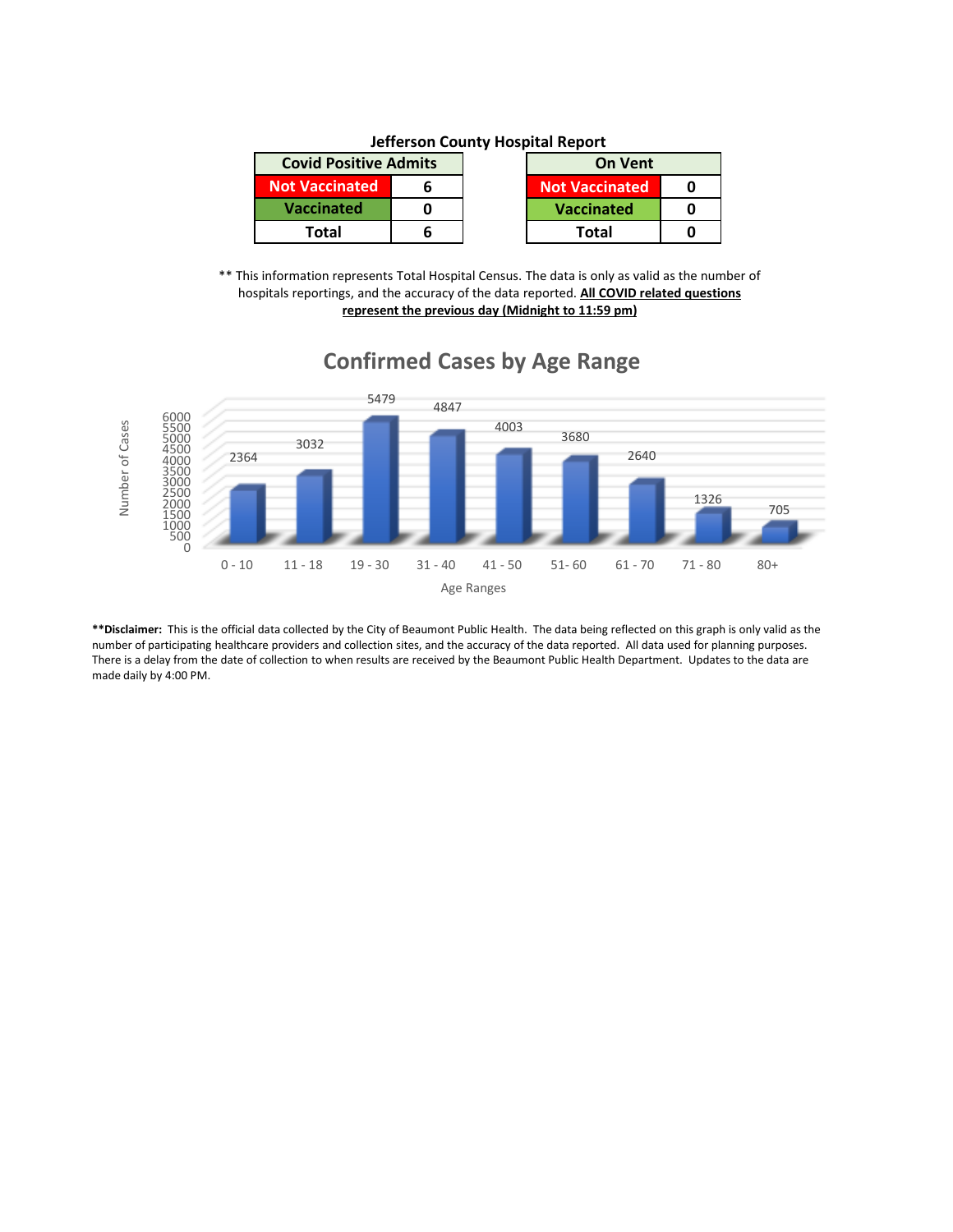## Jefferson County Hospital Report

| Covid Positive Admits | |
|---|---|
| Not Vaccinated | 6 |
| Vaccinated | 0 |
| Total | 6 |

| On Vent | |
|---|---|
| Not Vaccinated | 0 |
| Vaccinated | 0 |
| Total | 0 |

** This information represents Total Hospital Census. The data is only as valid as the number of hospitals reportings, and the accuracy of the data reported. **All COVID related questions represent the previous day (Midnight to 11:59 pm)**

### Confirmed Cases by Age Range

Number of Cases

6000
5500
5000
4500
4000
3500
3000
2500
2000
1500
1000
500
0

0 - 10: 2364
11 - 18: 3032
19 - 30: 5479
31 - 40: 4847
41 - 50: 4003
51- 60: 3680
61 - 70: 2640
71 - 80: 1326
80+: 705

Age Ranges

****Disclaimer:** This is the official data collected by the City of Beaumont Public Health. The data being reflected on this graph is only valid as the number of participating healthcare providers and collection sites, and the accuracy of the data reported. All data used for planning purposes. There is a delay from the date of collection to when results are received by the Beaumont Public Health Department. Updates to the data are made daily by 4:00 PM.